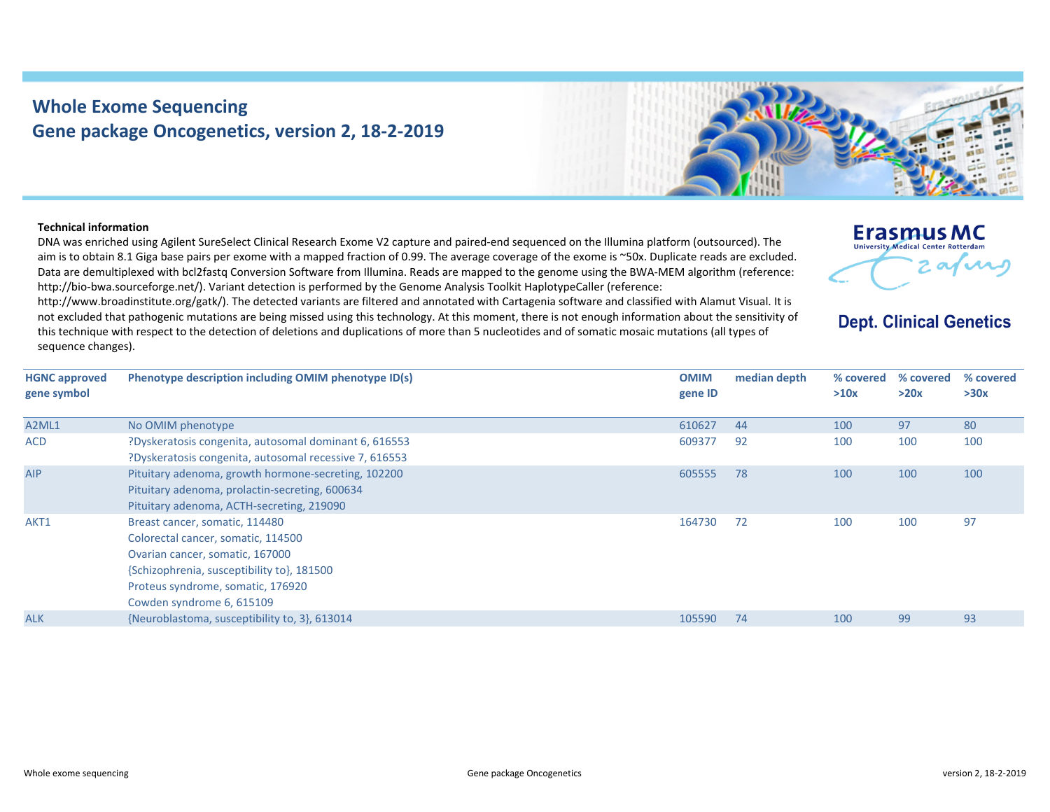# Whole Exome Sequencing
## Gene package Oncogenetics, version 2, 18-2-2019

Erasmus MC
University Medical Center Rotterdam

**Dept. Clinical Genetics**

**Technical information**

DNA was enriched using Agilent SureSelect Clinical Research Exome V2 capture and paired-end sequenced on the Illumina platform (outsourced). The aim is to obtain 8.1 Giga base pairs per exome with a mapped fraction of 0.99. The average coverage of the exome is ~50x. Duplicate reads are excluded. Data are demultiplexed with bcl2fastq Conversion Software from Illumina. Reads are mapped to the genome using the BWA-MEM algorithm (reference: http://bio-bwa.sourceforge.net/). Variant detection is performed by the Genome Analysis Toolkit HaplotypeCaller (reference: http://www.broadinstitute.org/gatk/). The detected variants are filtered and annotated with Cartagenia software and classified with Alamut Visual. It is not excluded that pathogenic mutations are being missed using this technology. At this moment, there is not enough information about the sensitivity of this technique with respect to the detection of deletions and duplications of more than 5 nucleotides and of somatic mosaic mutations (all types of sequence changes).

| HGNC approved gene symbol | Phenotype description including OMIM phenotype ID(s) | OMIM gene ID | median depth | % covered >10x | % covered >20x | % covered >30x |
|---|---|---|---|---|---|---|
| A2ML1 | No OMIM phenotype | 610627 | 44 | 100 | 97 | 80 |
| ACD | ?Dyskeratosis congenita, autosomal dominant 6, 616553<br>?Dyskeratosis congenita, autosomal recessive 7, 616553 | 609377 | 92 | 100 | 100 | 100 |
| AIP | Pituitary adenoma, growth hormone-secreting, 102200<br>Pituitary adenoma, prolactin-secreting, 600634<br>Pituitary adenoma, ACTH-secreting, 219090 | 605555 | 78 | 100 | 100 | 100 |
| AKT1 | Breast cancer, somatic, 114480<br>Colorectal cancer, somatic, 114500<br>Ovarian cancer, somatic, 167000<br>{Schizophrenia, susceptibility to}, 181500<br>Proteus syndrome, somatic, 176920<br>Cowden syndrome 6, 615109 | 164730 | 72 | 100 | 100 | 97 |
| ALK | {Neuroblastoma, susceptibility to, 3}, 613014 | 105590 | 74 | 100 | 99 | 93 |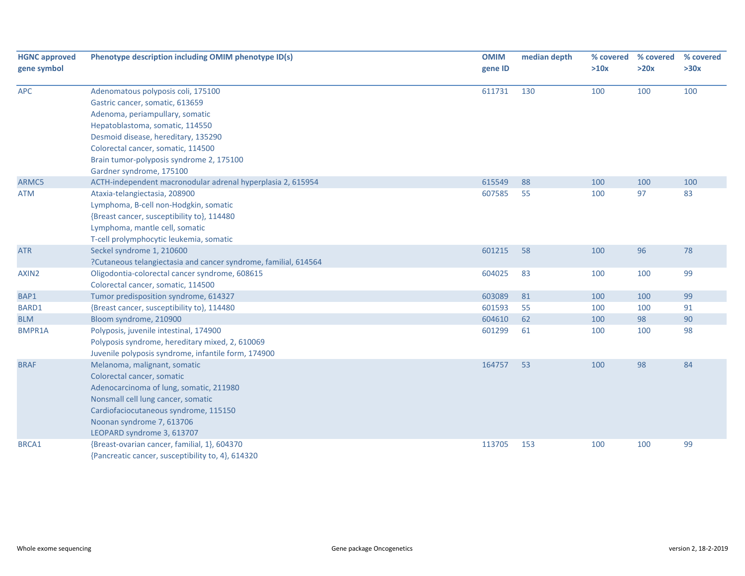| HGNC approved gene symbol | Phenotype description including OMIM phenotype ID(s) | OMIM gene ID | median depth | % covered >10x | % covered >20x | % covered >30x |
|---|---|---|---|---|---|---|
| APC | Adenomatous polyposis coli, 175100<br>Gastric cancer, somatic, 613659<br>Adenoma, periampullary, somatic<br>Hepatoblastoma, somatic, 114550<br>Desmoid disease, hereditary, 135290<br>Colorectal cancer, somatic, 114500<br>Brain tumor-polyposis syndrome 2, 175100<br>Gardner syndrome, 175100 | 611731 | 130 | 100 | 100 | 100 |
| ARMC5 | ACTH-independent macronodular adrenal hyperplasia 2, 615954 | 615549 | 88 | 100 | 100 | 100 |
| ATM | Ataxia-telangiectasia, 208900<br>Lymphoma, B-cell non-Hodgkin, somatic<br>{Breast cancer, susceptibility to}, 114480<br>Lymphoma, mantle cell, somatic<br>T-cell prolymphocytic leukemia, somatic | 607585 | 55 | 100 | 97 | 83 |
| ATR | Seckel syndrome 1, 210600<br>?Cutaneous telangiectasia and cancer syndrome, familial, 614564 | 601215 | 58 | 100 | 96 | 78 |
| AXIN2 | Oligodontia-colorectal cancer syndrome, 608615<br>Colorectal cancer, somatic, 114500 | 604025 | 83 | 100 | 100 | 99 |
| BAP1 | Tumor predisposition syndrome, 614327 | 603089 | 81 | 100 | 100 | 99 |
| BARD1 | {Breast cancer, susceptibility to}, 114480 | 601593 | 55 | 100 | 100 | 91 |
| BLM | Bloom syndrome, 210900 | 604610 | 62 | 100 | 98 | 90 |
| BMPR1A | Polyposis, juvenile intestinal, 174900<br>Polyposis syndrome, hereditary mixed, 2, 610069<br>Juvenile polyposis syndrome, infantile form, 174900 | 601299 | 61 | 100 | 100 | 98 |
| BRAF | Melanoma, malignant, somatic<br>Colorectal cancer, somatic<br>Adenocarcinoma of lung, somatic, 211980<br>Nonsmall cell lung cancer, somatic<br>Cardiofaciocutaneous syndrome, 115150<br>Noonan syndrome 7, 613706<br>LEOPARD syndrome 3, 613707 | 164757 | 53 | 100 | 98 | 84 |
| BRCA1 | {Breast-ovarian cancer, familial, 1}, 604370<br>{Pancreatic cancer, susceptibility to, 4}, 614320 | 113705 | 153 | 100 | 100 | 99 |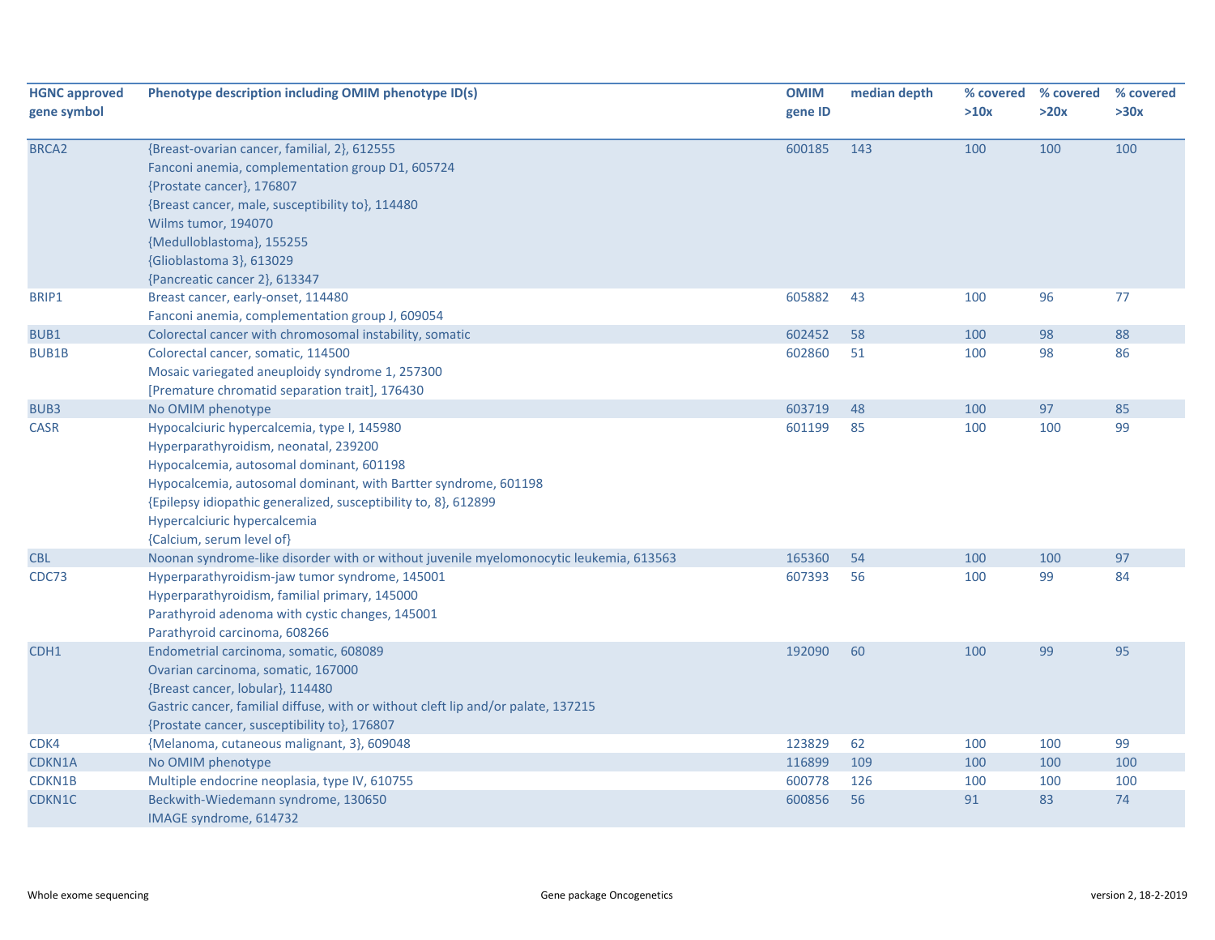| HGNC approved gene symbol | Phenotype description including OMIM phenotype ID(s) | OMIM gene ID | median depth | % covered >10x | % covered >20x | % covered >30x |
|---|---|---|---|---|---|---|
| BRCA2 | {Breast-ovarian cancer, familial, 2}, 612555<br>Fanconi anemia, complementation group D1, 605724<br>{Prostate cancer}, 176807<br>{Breast cancer, male, susceptibility to}, 114480<br>Wilms tumor, 194070<br>{Medulloblastoma}, 155255<br>{Glioblastoma 3}, 613029<br>{Pancreatic cancer 2}, 613347 | 600185 | 143 | 100 | 100 | 100 |
| BRIP1 | Breast cancer, early-onset, 114480<br>Fanconi anemia, complementation group J, 609054 | 605882 | 43 | 100 | 96 | 77 |
| BUB1 | Colorectal cancer with chromosomal instability, somatic | 602452 | 58 | 100 | 98 | 88 |
| BUB1B | Colorectal cancer, somatic, 114500<br>Mosaic variegated aneuploidy syndrome 1, 257300<br>[Premature chromatid separation trait], 176430 | 602860 | 51 | 100 | 98 | 86 |
| BUB3 | No OMIM phenotype | 603719 | 48 | 100 | 97 | 85 |
| CASR | Hypocalciuric hypercalcemia, type I, 145980<br>Hyperparathyroidism, neonatal, 239200<br>Hypocalcemia, autosomal dominant, 601198<br>Hypocalcemia, autosomal dominant, with Bartter syndrome, 601198<br>{Epilepsy idiopathic generalized, susceptibility to, 8}, 612899<br>Hypercalciuric hypercalcemia<br>{Calcium, serum level of} | 601199 | 85 | 100 | 100 | 99 |
| CBL | Noonan syndrome-like disorder with or without juvenile myelomonocytic leukemia, 613563 | 165360 | 54 | 100 | 100 | 97 |
| CDC73 | Hyperparathyroidism-jaw tumor syndrome, 145001<br>Hyperparathyroidism, familial primary, 145000<br>Parathyroid adenoma with cystic changes, 145001<br>Parathyroid carcinoma, 608266 | 607393 | 56 | 100 | 99 | 84 |
| CDH1 | Endometrial carcinoma, somatic, 608089<br>Ovarian carcinoma, somatic, 167000<br>{Breast cancer, lobular}, 114480<br>Gastric cancer, familial diffuse, with or without cleft lip and/or palate, 137215<br>{Prostate cancer, susceptibility to}, 176807 | 192090 | 60 | 100 | 99 | 95 |
| CDK4 | {Melanoma, cutaneous malignant, 3}, 609048 | 123829 | 62 | 100 | 100 | 99 |
| CDKN1A | No OMIM phenotype | 116899 | 109 | 100 | 100 | 100 |
| CDKN1B | Multiple endocrine neoplasia, type IV, 610755 | 600778 | 126 | 100 | 100 | 100 |
| CDKN1C | Beckwith-Wiedemann syndrome, 130650<br>IMAGE syndrome, 614732 | 600856 | 56 | 91 | 83 | 74 |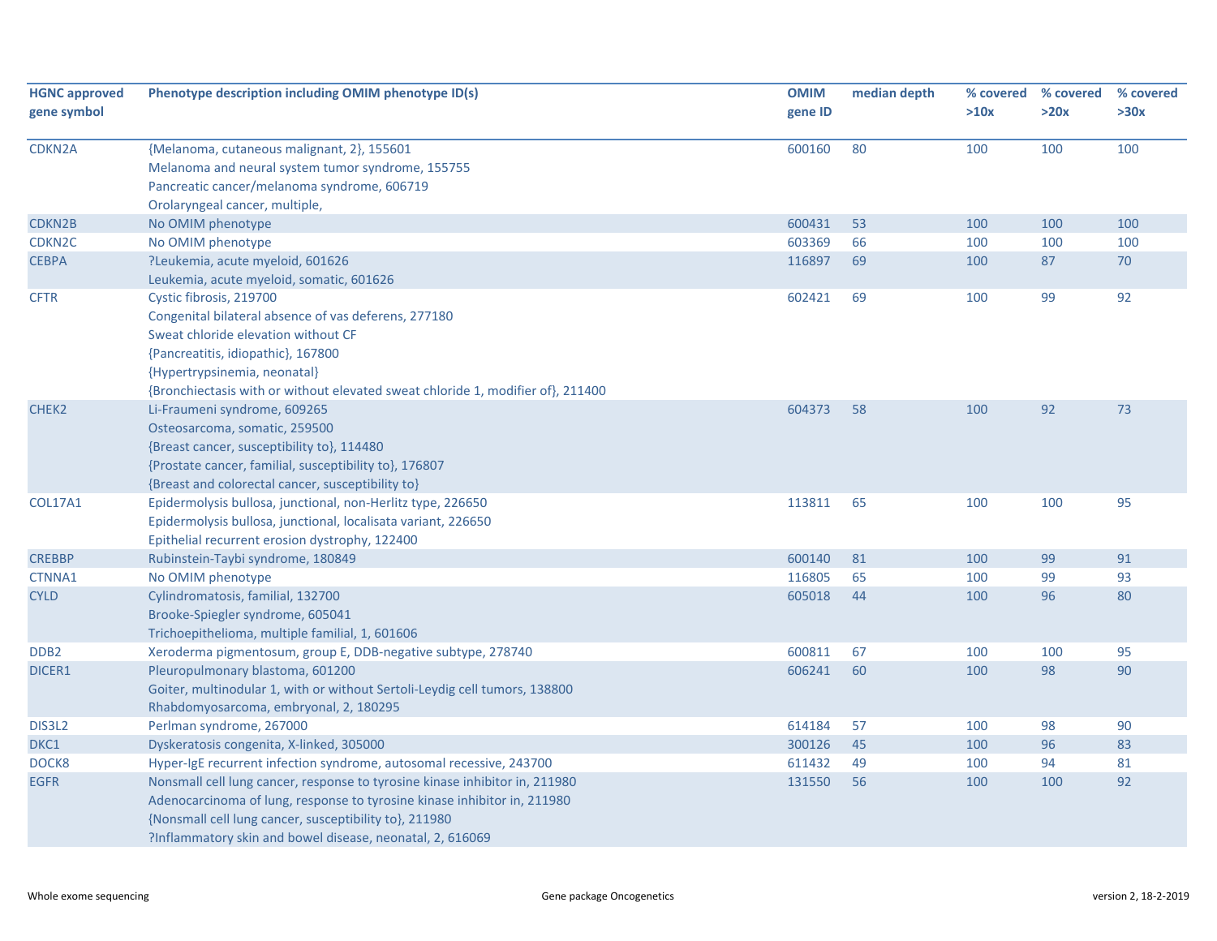| HGNC approved gene symbol | Phenotype description including OMIM phenotype ID(s) | OMIM gene ID | median depth | % covered >10x | % covered >20x | % covered >30x |
|---|---|---|---|---|---|---|
| CDKN2A | {Melanoma, cutaneous malignant, 2}, 155601<br>Melanoma and neural system tumor syndrome, 155755<br>Pancreatic cancer/melanoma syndrome, 606719<br>Orolaryngeal cancer, multiple, | 600160 | 80 | 100 | 100 | 100 |
| CDKN2B | No OMIM phenotype | 600431 | 53 | 100 | 100 | 100 |
| CDKN2C | No OMIM phenotype | 603369 | 66 | 100 | 100 | 100 |
| CEBPA | ?Leukemia, acute myeloid, 601626<br>Leukemia, acute myeloid, somatic, 601626 | 116897 | 69 | 100 | 87 | 70 |
| CFTR | Cystic fibrosis, 219700<br>Congenital bilateral absence of vas deferens, 277180<br>Sweat chloride elevation without CF<br>{Pancreatitis, idiopathic}, 167800<br>{Hypertrypsinemia, neonatal}<br>{Bronchiectasis with or without elevated sweat chloride 1, modifier of}, 211400 | 602421 | 69 | 100 | 99 | 92 |
| CHEK2 | Li-Fraumeni syndrome, 609265<br>Osteosarcoma, somatic, 259500<br>{Breast cancer, susceptibility to}, 114480<br>{Prostate cancer, familial, susceptibility to}, 176807<br>{Breast and colorectal cancer, susceptibility to} | 604373 | 58 | 100 | 92 | 73 |
| COL17A1 | Epidermolysis bullosa, junctional, non-Herlitz type, 226650<br>Epidermolysis bullosa, junctional, localisata variant, 226650<br>Epithelial recurrent erosion dystrophy, 122400 | 113811 | 65 | 100 | 100 | 95 |
| CREBBP | Rubinstein-Taybi syndrome, 180849 | 600140 | 81 | 100 | 99 | 91 |
| CTNNA1 | No OMIM phenotype | 116805 | 65 | 100 | 99 | 93 |
| CYLD | Cylindromatosis, familial, 132700<br>Brooke-Spiegler syndrome, 605041<br>Trichoepithelioma, multiple familial, 1, 601606 | 605018 | 44 | 100 | 96 | 80 |
| DDB2 | Xeroderma pigmentosum, group E, DDB-negative subtype, 278740 | 600811 | 67 | 100 | 100 | 95 |
| DICER1 | Pleuropulmonary blastoma, 601200<br>Goiter, multinodular 1, with or without Sertoli-Leydig cell tumors, 138800<br>Rhabdomyosarcoma, embryonal, 2, 180295 | 606241 | 60 | 100 | 98 | 90 |
| DIS3L2 | Perlman syndrome, 267000 | 614184 | 57 | 100 | 98 | 90 |
| DKC1 | Dyskeratosis congenita, X-linked, 305000 | 300126 | 45 | 100 | 96 | 83 |
| DOCK8 | Hyper-IgE recurrent infection syndrome, autosomal recessive, 243700 | 611432 | 49 | 100 | 94 | 81 |
| EGFR | Nonsmall cell lung cancer, response to tyrosine kinase inhibitor in, 211980<br>Adenocarcinoma of lung, response to tyrosine kinase inhibitor in, 211980<br>{Nonsmall cell lung cancer, susceptibility to}, 211980<br>?Inflammatory skin and bowel disease, neonatal, 2, 616069 | 131550 | 56 | 100 | 100 | 92 |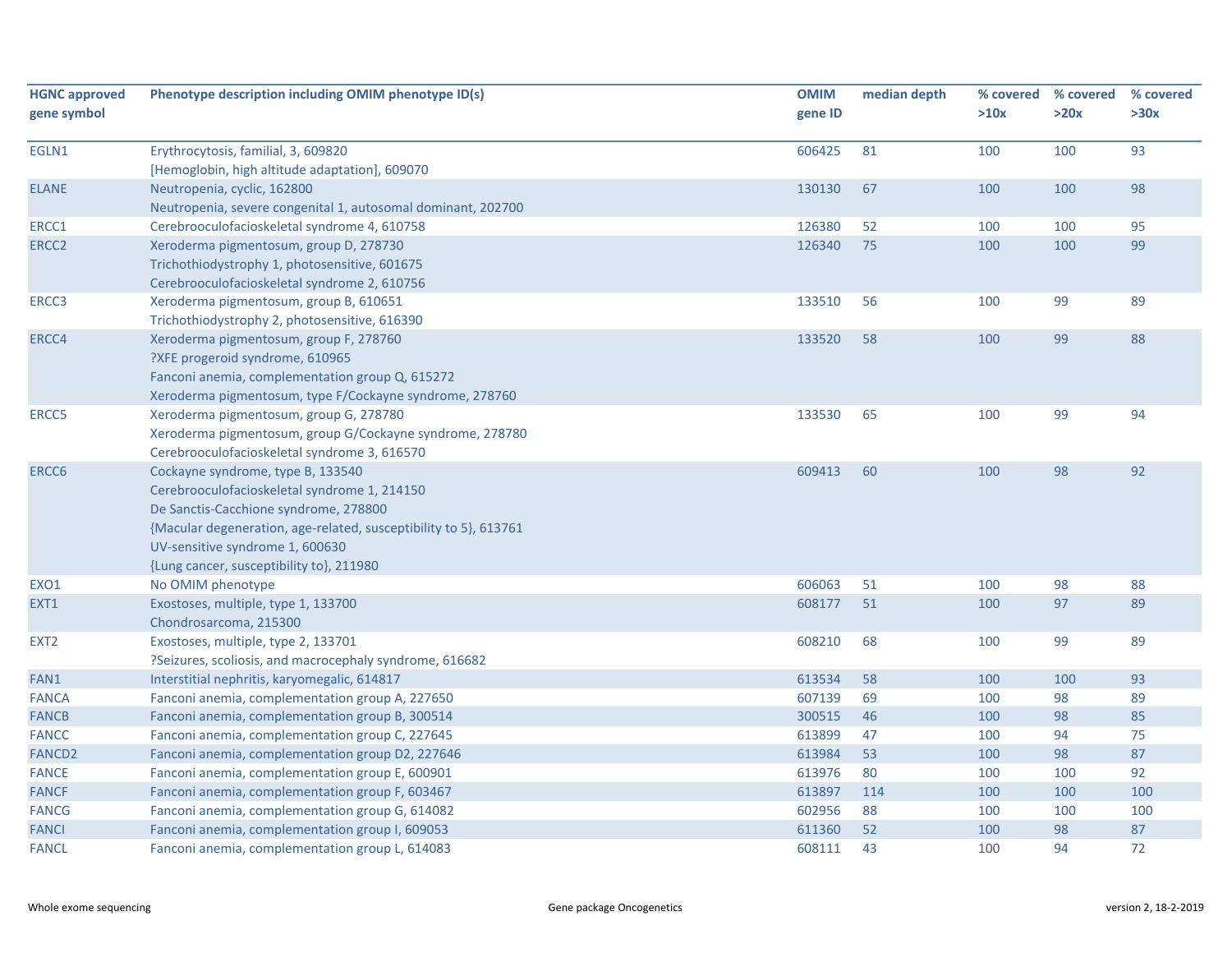| HGNC approved gene symbol | Phenotype description including OMIM phenotype ID(s) | OMIM gene ID | median depth | % covered >10x | % covered >20x | % covered >30x |
|---|---|---|---|---|---|---|
| EGLN1 | Erythrocytosis, familial, 3, 609820<br>[Hemoglobin, high altitude adaptation], 609070 | 606425 | 81 | 100 | 100 | 93 |
| ELANE | Neutropenia, cyclic, 162800<br>Neutropenia, severe congenital 1, autosomal dominant, 202700 | 130130 | 67 | 100 | 100 | 98 |
| ERCC1 | Cerebrooculofacioskeletal syndrome 4, 610758 | 126380 | 52 | 100 | 100 | 95 |
| ERCC2 | Xeroderma pigmentosum, group D, 278730<br>Trichothiodystrophy 1, photosensitive, 601675<br>Cerebrooculofacioskeletal syndrome 2, 610756 | 126340 | 75 | 100 | 100 | 99 |
| ERCC3 | Xeroderma pigmentosum, group B, 610651<br>Trichothiodystrophy 2, photosensitive, 616390 | 133510 | 56 | 100 | 99 | 89 |
| ERCC4 | Xeroderma pigmentosum, group F, 278760<br>?XFE progeroid syndrome, 610965<br>Fanconi anemia, complementation group Q, 615272<br>Xeroderma pigmentosum, type F/Cockayne syndrome, 278760 | 133520 | 58 | 100 | 99 | 88 |
| ERCC5 | Xeroderma pigmentosum, group G, 278780<br>Xeroderma pigmentosum, group G/Cockayne syndrome, 278780<br>Cerebrooculofacioskeletal syndrome 3, 616570 | 133530 | 65 | 100 | 99 | 94 |
| ERCC6 | Cockayne syndrome, type B, 133540<br>Cerebrooculofacioskeletal syndrome 1, 214150<br>De Sanctis-Cacchione syndrome, 278800<br>{Macular degeneration, age-related, susceptibility to 5}, 613761<br>UV-sensitive syndrome 1, 600630<br>{Lung cancer, susceptibility to}, 211980 | 609413 | 60 | 100 | 98 | 92 |
| EXO1 | No OMIM phenotype | 606063 | 51 | 100 | 98 | 88 |
| EXT1 | Exostoses, multiple, type 1, 133700<br>Chondrosarcoma, 215300 | 608177 | 51 | 100 | 97 | 89 |
| EXT2 | Exostoses, multiple, type 2, 133701<br>?Seizures, scoliosis, and macrocephaly syndrome, 616682 | 608210 | 68 | 100 | 99 | 89 |
| FAN1 | Interstitial nephritis, karyomegalic, 614817 | 613534 | 58 | 100 | 100 | 93 |
| FANCA | Fanconi anemia, complementation group A, 227650 | 607139 | 69 | 100 | 98 | 89 |
| FANCB | Fanconi anemia, complementation group B, 300514 | 300515 | 46 | 100 | 98 | 85 |
| FANCC | Fanconi anemia, complementation group C, 227645 | 613899 | 47 | 100 | 94 | 75 |
| FANCD2 | Fanconi anemia, complementation group D2, 227646 | 613984 | 53 | 100 | 98 | 87 |
| FANCE | Fanconi anemia, complementation group E, 600901 | 613976 | 80 | 100 | 100 | 92 |
| FANCF | Fanconi anemia, complementation group F, 603467 | 613897 | 114 | 100 | 100 | 100 |
| FANCG | Fanconi anemia, complementation group G, 614082 | 602956 | 88 | 100 | 100 | 100 |
| FANCI | Fanconi anemia, complementation group I, 609053 | 611360 | 52 | 100 | 98 | 87 |
| FANCL | Fanconi anemia, complementation group L, 614083 | 608111 | 43 | 100 | 94 | 72 |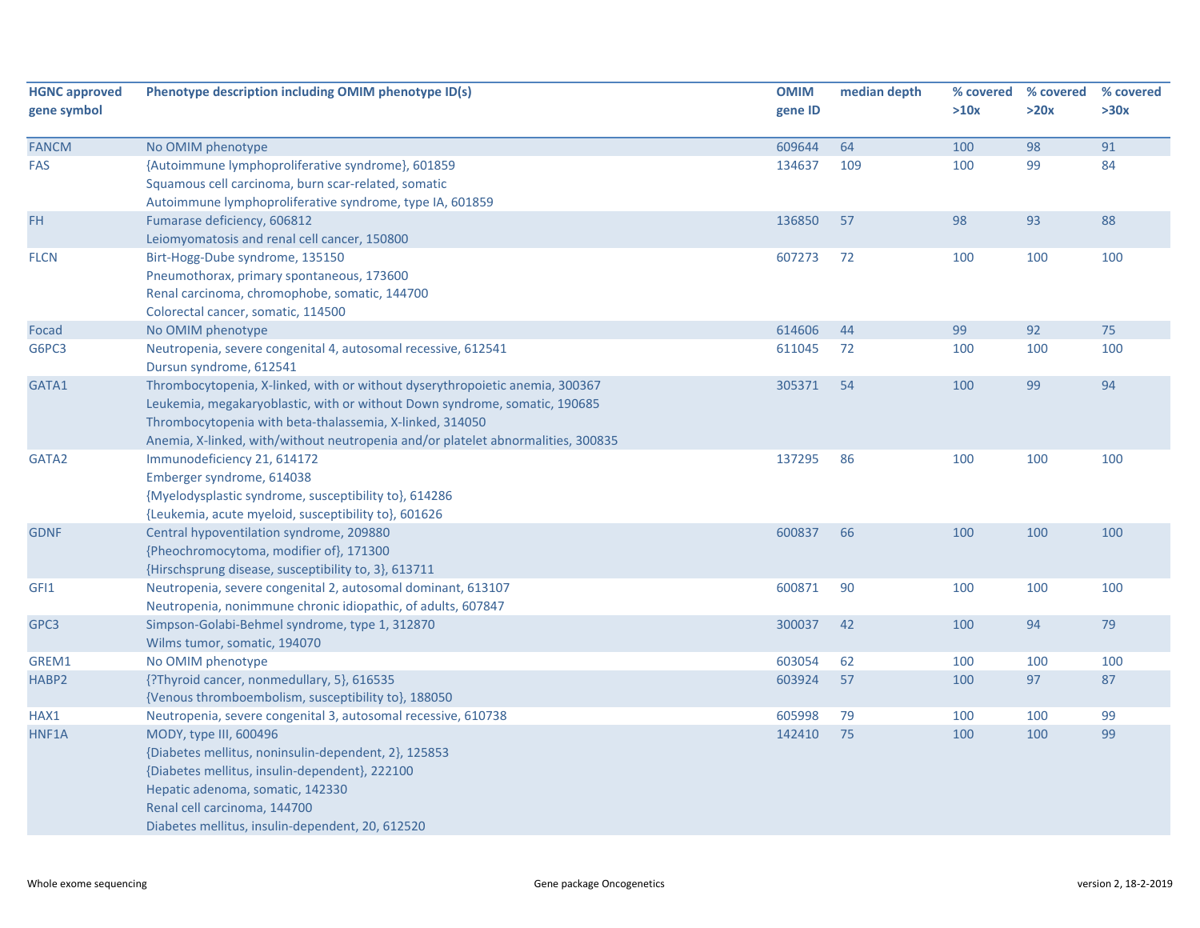| HGNC approved gene symbol | Phenotype description including OMIM phenotype ID(s) | OMIM gene ID | median depth | % covered >10x | % covered >20x | % covered >30x |
|---|---|---|---|---|---|---|
| FANCM | No OMIM phenotype | 609644 | 64 | 100 | 98 | 91 |
| FAS | {Autoimmune lymphoproliferative syndrome}, 601859<br>Squamous cell carcinoma, burn scar-related, somatic<br>Autoimmune lymphoproliferative syndrome, type IA, 601859 | 134637 | 109 | 100 | 99 | 84 |
| FH | Fumarase deficiency, 606812<br>Leiomyomatosis and renal cell cancer, 150800 | 136850 | 57 | 98 | 93 | 88 |
| FLCN | Birt-Hogg-Dube syndrome, 135150<br>Pneumothorax, primary spontaneous, 173600<br>Renal carcinoma, chromophobe, somatic, 144700<br>Colorectal cancer, somatic, 114500 | 607273 | 72 | 100 | 100 | 100 |
| Focad | No OMIM phenotype | 614606 | 44 | 99 | 92 | 75 |
| G6PC3 | Neutropenia, severe congenital 4, autosomal recessive, 612541<br>Dursun syndrome, 612541 | 611045 | 72 | 100 | 100 | 100 |
| GATA1 | Thrombocytopenia, X-linked, with or without dyserythropoietic anemia, 300367<br>Leukemia, megakaryoblastic, with or without Down syndrome, somatic, 190685<br>Thrombocytopenia with beta-thalassemia, X-linked, 314050<br>Anemia, X-linked, with/without neutropenia and/or platelet abnormalities, 300835 | 305371 | 54 | 100 | 99 | 94 |
| GATA2 | Immunodeficiency 21, 614172<br>Emberger syndrome, 614038<br>{Myelodysplastic syndrome, susceptibility to}, 614286<br>{Leukemia, acute myeloid, susceptibility to}, 601626 | 137295 | 86 | 100 | 100 | 100 |
| GDNF | Central hypoventilation syndrome, 209880<br>{Pheochromocytoma, modifier of}, 171300<br>{Hirschsprung disease, susceptibility to, 3}, 613711 | 600837 | 66 | 100 | 100 | 100 |
| GFI1 | Neutropenia, severe congenital 2, autosomal dominant, 613107<br>Neutropenia, nonimmune chronic idiopathic, of adults, 607847 | 600871 | 90 | 100 | 100 | 100 |
| GPC3 | Simpson-Golabi-Behmel syndrome, type 1, 312870<br>Wilms tumor, somatic, 194070 | 300037 | 42 | 100 | 94 | 79 |
| GREM1 | No OMIM phenotype | 603054 | 62 | 100 | 100 | 100 |
| HABP2 | {?Thyroid cancer, nonmedullary, 5}, 616535<br>{Venous thromboembolism, susceptibility to}, 188050 | 603924 | 57 | 100 | 97 | 87 |
| HAX1 | Neutropenia, severe congenital 3, autosomal recessive, 610738 | 605998 | 79 | 100 | 100 | 99 |
| HNF1A | MODY, type III, 600496<br>{Diabetes mellitus, noninsulin-dependent, 2}, 125853<br>{Diabetes mellitus, insulin-dependent}, 222100<br>Hepatic adenoma, somatic, 142330<br>Renal cell carcinoma, 144700<br>Diabetes mellitus, insulin-dependent, 20, 612520 | 142410 | 75 | 100 | 100 | 99 |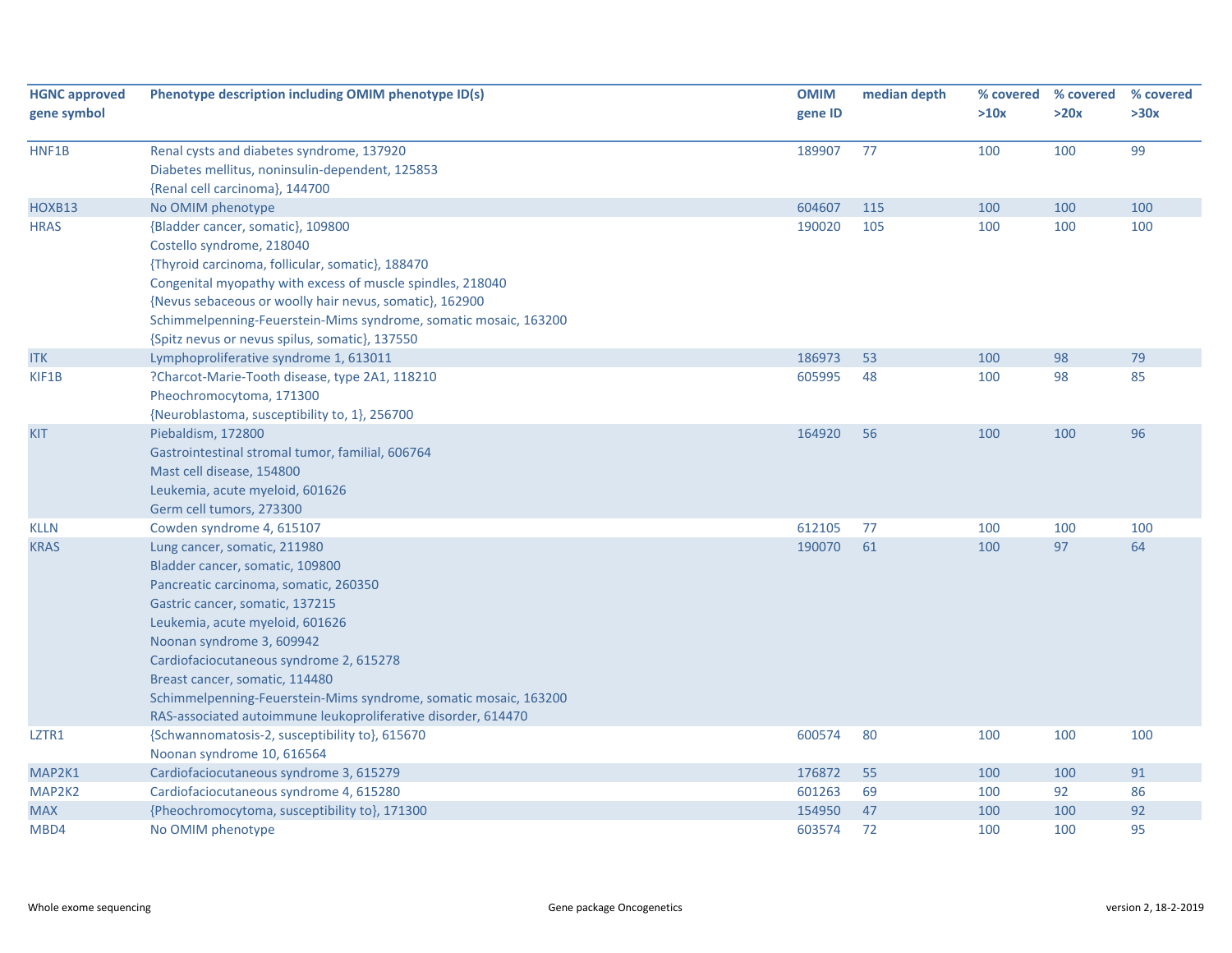| HGNC approved gene symbol | Phenotype description including OMIM phenotype ID(s) | OMIM gene ID | median depth | % covered >10x | % covered >20x | % covered >30x |
|---|---|---|---|---|---|---|
| HNF1B | Renal cysts and diabetes syndrome, 137920<br>Diabetes mellitus, noninsulin-dependent, 125853<br>{Renal cell carcinoma}, 144700 | 189907 | 77 | 100 | 100 | 99 |
| HOXB13 | No OMIM phenotype | 604607 | 115 | 100 | 100 | 100 |
| HRAS | {Bladder cancer, somatic}, 109800<br>Costello syndrome, 218040<br>{Thyroid carcinoma, follicular, somatic}, 188470<br>Congenital myopathy with excess of muscle spindles, 218040<br>{Nevus sebaceous or woolly hair nevus, somatic}, 162900<br>Schimmelpenning-Feuerstein-Mims syndrome, somatic mosaic, 163200<br>{Spitz nevus or nevus spilus, somatic}, 137550 | 190020 | 105 | 100 | 100 | 100 |
| ITK | Lymphoproliferative syndrome 1, 613011 | 186973 | 53 | 100 | 98 | 79 |
| KIF1B | ?Charcot-Marie-Tooth disease, type 2A1, 118210<br>Pheochromocytoma, 171300<br>{Neuroblastoma, susceptibility to, 1}, 256700 | 605995 | 48 | 100 | 98 | 85 |
| KIT | Piebaldism, 172800<br>Gastrointestinal stromal tumor, familial, 606764<br>Mast cell disease, 154800<br>Leukemia, acute myeloid, 601626<br>Germ cell tumors, 273300 | 164920 | 56 | 100 | 100 | 96 |
| KLLN | Cowden syndrome 4, 615107 | 612105 | 77 | 100 | 100 | 100 |
| KRAS | Lung cancer, somatic, 211980<br>Bladder cancer, somatic, 109800<br>Pancreatic carcinoma, somatic, 260350<br>Gastric cancer, somatic, 137215<br>Leukemia, acute myeloid, 601626<br>Noonan syndrome 3, 609942<br>Cardiofaciocutaneous syndrome 2, 615278<br>Breast cancer, somatic, 114480<br>Schimmelpenning-Feuerstein-Mims syndrome, somatic mosaic, 163200<br>RAS-associated autoimmune leukoproliferative disorder, 614470 | 190070 | 61 | 100 | 97 | 64 |
| LZTR1 | {Schwannomatosis-2, susceptibility to}, 615670<br>Noonan syndrome 10, 616564 | 600574 | 80 | 100 | 100 | 100 |
| MAP2K1 | Cardiofaciocutaneous syndrome 3, 615279 | 176872 | 55 | 100 | 100 | 91 |
| MAP2K2 | Cardiofaciocutaneous syndrome 4, 615280 | 601263 | 69 | 100 | 92 | 86 |
| MAX | {Pheochromocytoma, susceptibility to}, 171300 | 154950 | 47 | 100 | 100 | 92 |
| MBD4 | No OMIM phenotype | 603574 | 72 | 100 | 100 | 95 |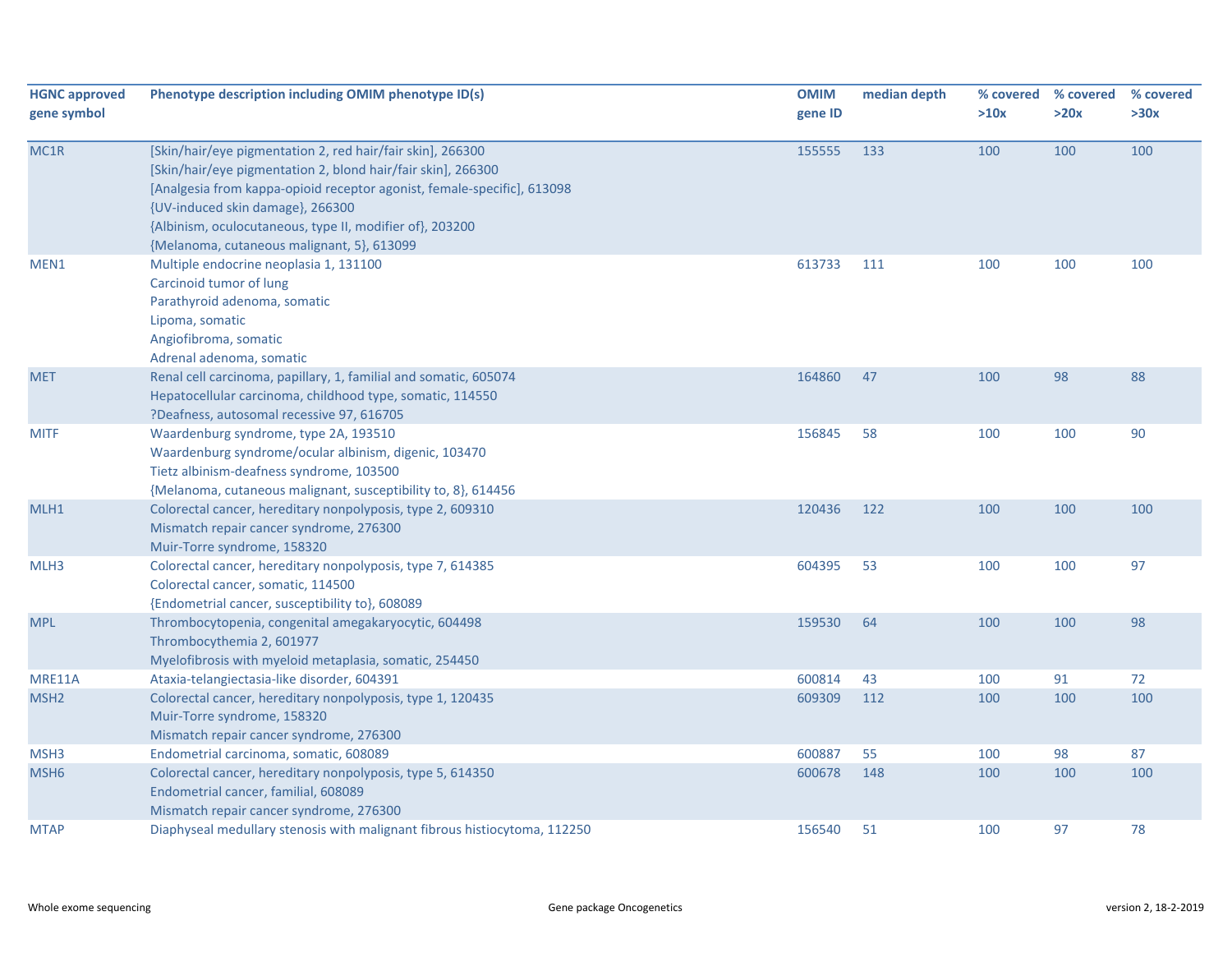| HGNC approved gene symbol | Phenotype description including OMIM phenotype ID(s) | OMIM gene ID | median depth | % covered >10x | % covered >20x | % covered >30x |
|---|---|---|---|---|---|---|
| MC1R | [Skin/hair/eye pigmentation 2, red hair/fair skin], 266300<br>[Skin/hair/eye pigmentation 2, blond hair/fair skin], 266300<br>[Analgesia from kappa-opioid receptor agonist, female-specific], 613098<br>{UV-induced skin damage}, 266300<br>{Albinism, oculocutaneous, type II, modifier of}, 203200<br>{Melanoma, cutaneous malignant, 5}, 613099 | 155555 | 133 | 100 | 100 | 100 |
| MEN1 | Multiple endocrine neoplasia 1, 131100<br>Carcinoid tumor of lung<br>Parathyroid adenoma, somatic<br>Lipoma, somatic<br>Angiofibroma, somatic<br>Adrenal adenoma, somatic | 613733 | 111 | 100 | 100 | 100 |
| MET | Renal cell carcinoma, papillary, 1, familial and somatic, 605074<br>Hepatocellular carcinoma, childhood type, somatic, 114550<br>?Deafness, autosomal recessive 97, 616705 | 164860 | 47 | 100 | 98 | 88 |
| MITF | Waardenburg syndrome, type 2A, 193510<br>Waardenburg syndrome/ocular albinism, digenic, 103470<br>Tietz albinism-deafness syndrome, 103500<br>{Melanoma, cutaneous malignant, susceptibility to, 8}, 614456 | 156845 | 58 | 100 | 100 | 90 |
| MLH1 | Colorectal cancer, hereditary nonpolyposis, type 2, 609310<br>Mismatch repair cancer syndrome, 276300<br>Muir-Torre syndrome, 158320 | 120436 | 122 | 100 | 100 | 100 |
| MLH3 | Colorectal cancer, hereditary nonpolyposis, type 7, 614385<br>Colorectal cancer, somatic, 114500<br>{Endometrial cancer, susceptibility to}, 608089 | 604395 | 53 | 100 | 100 | 97 |
| MPL | Thrombocytopenia, congenital amegakaryocytic, 604498<br>Thrombocythemia 2, 601977<br>Myelofibrosis with myeloid metaplasia, somatic, 254450 | 159530 | 64 | 100 | 100 | 98 |
| MRE11A | Ataxia-telangiectasia-like disorder, 604391 | 600814 | 43 | 100 | 91 | 72 |
| MSH2 | Colorectal cancer, hereditary nonpolyposis, type 1, 120435<br>Muir-Torre syndrome, 158320<br>Mismatch repair cancer syndrome, 276300 | 609309 | 112 | 100 | 100 | 100 |
| MSH3 | Endometrial carcinoma, somatic, 608089 | 600887 | 55 | 100 | 98 | 87 |
| MSH6 | Colorectal cancer, hereditary nonpolyposis, type 5, 614350<br>Endometrial cancer, familial, 608089<br>Mismatch repair cancer syndrome, 276300 | 600678 | 148 | 100 | 100 | 100 |
| MTAP | Diaphyseal medullary stenosis with malignant fibrous histiocytoma, 112250 | 156540 | 51 | 100 | 97 | 78 |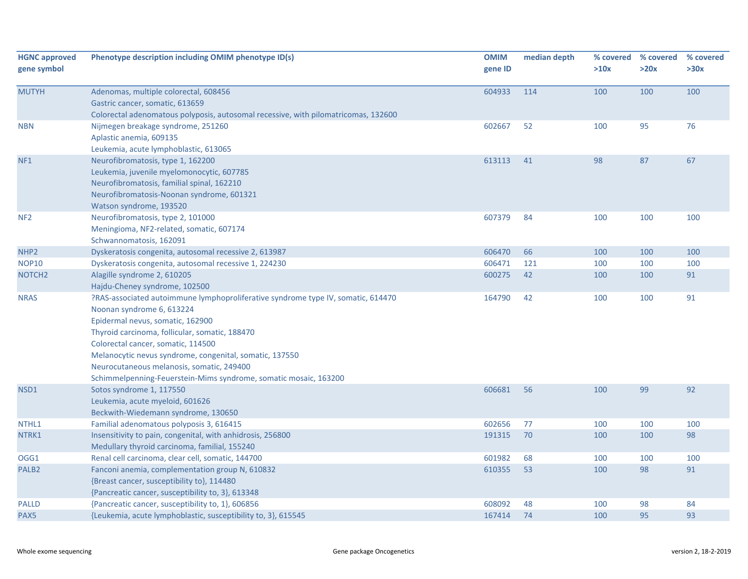| HGNC approved gene symbol | Phenotype description including OMIM phenotype ID(s) | OMIM gene ID | median depth | % covered >10x | % covered >20x | % covered >30x |
|---|---|---|---|---|---|---|
| MUTYH | Adenomas, multiple colorectal, 608456<br>Gastric cancer, somatic, 613659<br>Colorectal adenomatous polyposis, autosomal recessive, with pilomatricomas, 132600 | 604933 | 114 | 100 | 100 | 100 |
| NBN | Nijmegen breakage syndrome, 251260<br>Aplastic anemia, 609135<br>Leukemia, acute lymphoblastic, 613065 | 602667 | 52 | 100 | 95 | 76 |
| NF1 | Neurofibromatosis, type 1, 162200<br>Leukemia, juvenile myelomonocytic, 607785<br>Neurofibromatosis, familial spinal, 162210<br>Neurofibromatosis-Noonan syndrome, 601321<br>Watson syndrome, 193520 | 613113 | 41 | 98 | 87 | 67 |
| NF2 | Neurofibromatosis, type 2, 101000<br>Meningioma, NF2-related, somatic, 607174<br>Schwannomatosis, 162091 | 607379 | 84 | 100 | 100 | 100 |
| NHP2 | Dyskeratosis congenita, autosomal recessive 2, 613987 | 606470 | 66 | 100 | 100 | 100 |
| NOP10 | Dyskeratosis congenita, autosomal recessive 1, 224230 | 606471 | 121 | 100 | 100 | 100 |
| NOTCH2 | Alagille syndrome 2, 610205<br>Hajdu-Cheney syndrome, 102500 | 600275 | 42 | 100 | 100 | 91 |
| NRAS | ?RAS-associated autoimmune lymphoproliferative syndrome type IV, somatic, 614470<br>Noonan syndrome 6, 613224<br>Epidermal nevus, somatic, 162900<br>Thyroid carcinoma, follicular, somatic, 188470<br>Colorectal cancer, somatic, 114500<br>Melanocytic nevus syndrome, congenital, somatic, 137550<br>Neurocutaneous melanosis, somatic, 249400<br>Schimmelpenning-Feuerstein-Mims syndrome, somatic mosaic, 163200 | 164790 | 42 | 100 | 100 | 91 |
| NSD1 | Sotos syndrome 1, 117550<br>Leukemia, acute myeloid, 601626<br>Beckwith-Wiedemann syndrome, 130650 | 606681 | 56 | 100 | 99 | 92 |
| NTHL1 | Familial adenomatous polyposis 3, 616415 | 602656 | 77 | 100 | 100 | 100 |
| NTRK1 | Insensitivity to pain, congenital, with anhidrosis, 256800<br>Medullary thyroid carcinoma, familial, 155240 | 191315 | 70 | 100 | 100 | 98 |
| OGG1 | Renal cell carcinoma, clear cell, somatic, 144700 | 601982 | 68 | 100 | 100 | 100 |
| PALB2 | Fanconi anemia, complementation group N, 610832<br>{Breast cancer, susceptibility to}, 114480<br>{Pancreatic cancer, susceptibility to, 3}, 613348 | 610355 | 53 | 100 | 98 | 91 |
| PALLD | {Pancreatic cancer, susceptibility to, 1}, 606856 | 608092 | 48 | 100 | 98 | 84 |
| PAX5 | {Leukemia, acute lymphoblastic, susceptibility to, 3}, 615545 | 167414 | 74 | 100 | 95 | 93 |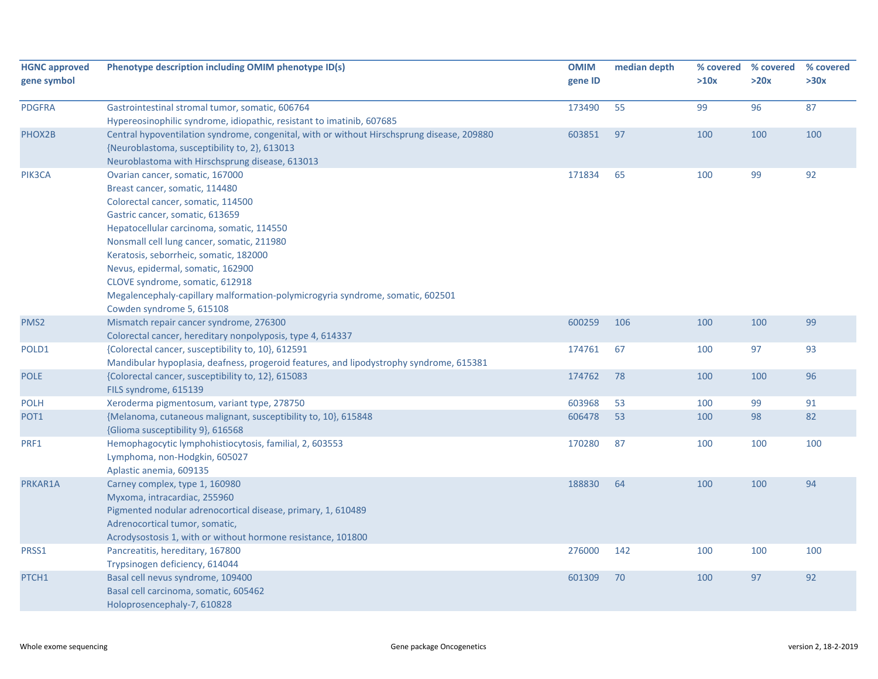| HGNC approved gene symbol | Phenotype description including OMIM phenotype ID(s) | OMIM gene ID | median depth | % covered >10x | % covered >20x | % covered >30x |
|---|---|---|---|---|---|---|
| PDGFRA | Gastrointestinal stromal tumor, somatic, 606764<br>Hypereosinophilic syndrome, idiopathic, resistant to imatinib, 607685 | 173490 | 55 | 99 | 96 | 87 |
| PHOX2B | Central hypoventilation syndrome, congenital, with or without Hirschsprung disease, 209880<br>{Neuroblastoma, susceptibility to, 2}, 613013<br>Neuroblastoma with Hirschsprung disease, 613013 | 603851 | 97 | 100 | 100 | 100 |
| PIK3CA | Ovarian cancer, somatic, 167000<br>Breast cancer, somatic, 114480<br>Colorectal cancer, somatic, 114500<br>Gastric cancer, somatic, 613659<br>Hepatocellular carcinoma, somatic, 114550<br>Nonsmall cell lung cancer, somatic, 211980<br>Keratosis, seborrheic, somatic, 182000<br>Nevus, epidermal, somatic, 162900<br>CLOVE syndrome, somatic, 612918<br>Megalencephaly-capillary malformation-polymicrogyria syndrome, somatic, 602501<br>Cowden syndrome 5, 615108 | 171834 | 65 | 100 | 99 | 92 |
| PMS2 | Mismatch repair cancer syndrome, 276300<br>Colorectal cancer, hereditary nonpolyposis, type 4, 614337 | 600259 | 106 | 100 | 100 | 99 |
| POLD1 | {Colorectal cancer, susceptibility to, 10}, 612591<br>Mandibular hypoplasia, deafness, progeroid features, and lipodystrophy syndrome, 615381 | 174761 | 67 | 100 | 97 | 93 |
| POLE | {Colorectal cancer, susceptibility to, 12}, 615083<br>FILS syndrome, 615139 | 174762 | 78 | 100 | 100 | 96 |
| POLH | Xeroderma pigmentosum, variant type, 278750 | 603968 | 53 | 100 | 99 | 91 |
| POT1 | {Melanoma, cutaneous malignant, susceptibility to, 10}, 615848<br>{Glioma susceptibility 9}, 616568 | 606478 | 53 | 100 | 98 | 82 |
| PRF1 | Hemophagocytic lymphohistiocytosis, familial, 2, 603553<br>Lymphoma, non-Hodgkin, 605027<br>Aplastic anemia, 609135 | 170280 | 87 | 100 | 100 | 100 |
| PRKAR1A | Carney complex, type 1, 160980<br>Myxoma, intracardiac, 255960<br>Pigmented nodular adrenocortical disease, primary, 1, 610489<br>Adrenocortical tumor, somatic,<br>Acrodysostosis 1, with or without hormone resistance, 101800 | 188830 | 64 | 100 | 100 | 94 |
| PRSS1 | Pancreatitis, hereditary, 167800<br>Trypsinogen deficiency, 614044 | 276000 | 142 | 100 | 100 | 100 |
| PTCH1 | Basal cell nevus syndrome, 109400<br>Basal cell carcinoma, somatic, 605462<br>Holoprosencephaly-7, 610828 | 601309 | 70 | 100 | 97 | 92 |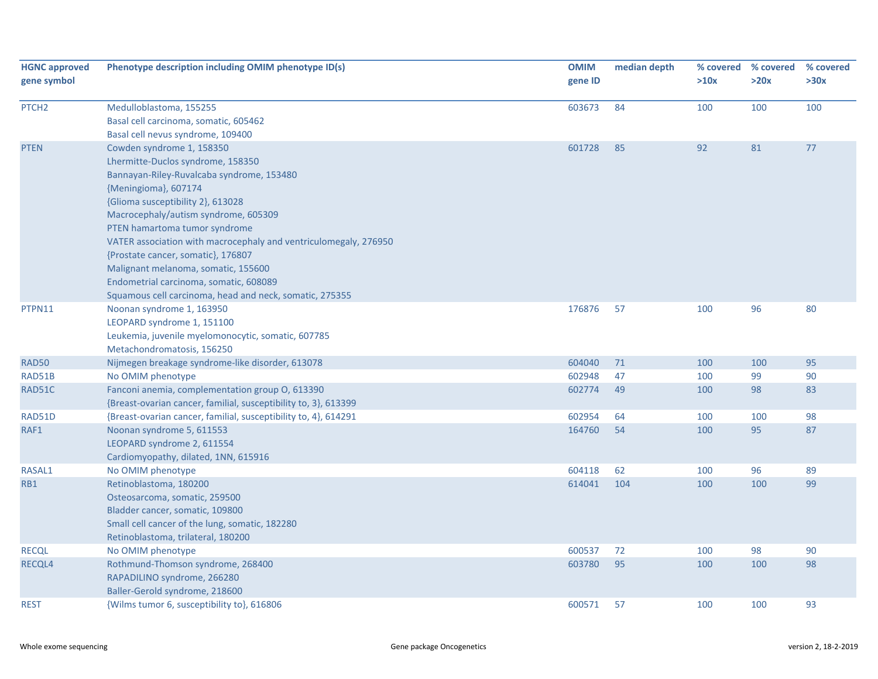| HGNC approved gene symbol | Phenotype description including OMIM phenotype ID(s) | OMIM gene ID | median depth | % covered >10x | % covered >20x | % covered >30x |
|---|---|---|---|---|---|---|
| PTCH2 | Medulloblastoma, 155255<br>Basal cell carcinoma, somatic, 605462<br>Basal cell nevus syndrome, 109400 | 603673 | 84 | 100 | 100 | 100 |
| PTEN | Cowden syndrome 1, 158350<br>Lhermitte-Duclos syndrome, 158350<br>Bannayan-Riley-Ruvalcaba syndrome, 153480<br>{Meningioma}, 607174<br>{Glioma susceptibility 2}, 613028<br>Macrocephaly/autism syndrome, 605309<br>PTEN hamartoma tumor syndrome<br>VATER association with macrocephaly and ventriculomegaly, 276950<br>{Prostate cancer, somatic}, 176807<br>Malignant melanoma, somatic, 155600<br>Endometrial carcinoma, somatic, 608089<br>Squamous cell carcinoma, head and neck, somatic, 275355 | 601728 | 85 | 92 | 81 | 77 |
| PTPN11 | Noonan syndrome 1, 163950<br>LEOPARD syndrome 1, 151100<br>Leukemia, juvenile myelomonocytic, somatic, 607785<br>Metachondromatosis, 156250 | 176876 | 57 | 100 | 96 | 80 |
| RAD50 | Nijmegen breakage syndrome-like disorder, 613078 | 604040 | 71 | 100 | 100 | 95 |
| RAD51B | No OMIM phenotype | 602948 | 47 | 100 | 99 | 90 |
| RAD51C | Fanconi anemia, complementation group O, 613390<br>{Breast-ovarian cancer, familial, susceptibility to, 3}, 613399 | 602774 | 49 | 100 | 98 | 83 |
| RAD51D | {Breast-ovarian cancer, familial, susceptibility to, 4}, 614291 | 602954 | 64 | 100 | 100 | 98 |
| RAF1 | Noonan syndrome 5, 611553<br>LEOPARD syndrome 2, 611554<br>Cardiomyopathy, dilated, 1NN, 615916 | 164760 | 54 | 100 | 95 | 87 |
| RASAL1 | No OMIM phenotype | 604118 | 62 | 100 | 96 | 89 |
| RB1 | Retinoblastoma, 180200<br>Osteosarcoma, somatic, 259500<br>Bladder cancer, somatic, 109800<br>Small cell cancer of the lung, somatic, 182280<br>Retinoblastoma, trilateral, 180200 | 614041 | 104 | 100 | 100 | 99 |
| RECQL | No OMIM phenotype | 600537 | 72 | 100 | 98 | 90 |
| RECQL4 | Rothmund-Thomson syndrome, 268400<br>RAPADILINO syndrome, 266280<br>Baller-Gerold syndrome, 218600 | 603780 | 95 | 100 | 100 | 98 |
| REST | {Wilms tumor 6, susceptibility to}, 616806 | 600571 | 57 | 100 | 100 | 93 |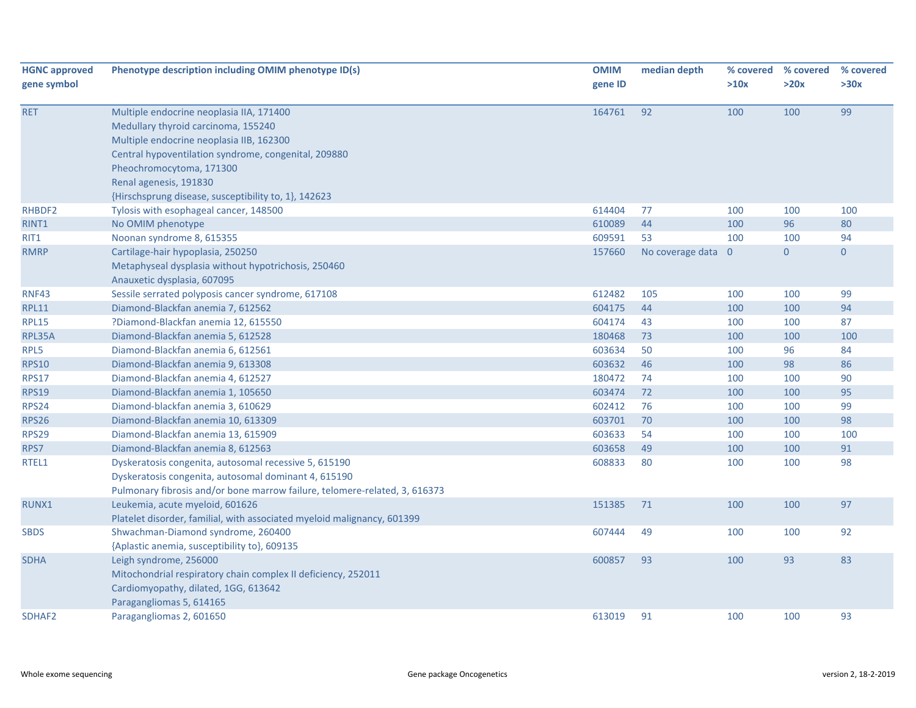| HGNC approved gene symbol | Phenotype description including OMIM phenotype ID(s) | OMIM gene ID | median depth | % covered >10x | % covered >20x | % covered >30x |
|---|---|---|---|---|---|---|
| RET | Multiple endocrine neoplasia IIA, 171400<br>Medullary thyroid carcinoma, 155240<br>Multiple endocrine neoplasia IIB, 162300<br>Central hypoventilation syndrome, congenital, 209880<br>Pheochromocytoma, 171300<br>Renal agenesis, 191830<br>{Hirschsprung disease, susceptibility to, 1}, 142623 | 164761 | 92 | 100 | 100 | 99 |
| RHBDF2 | Tylosis with esophageal cancer, 148500 | 614404 | 77 | 100 | 100 | 100 |
| RINT1 | No OMIM phenotype | 610089 | 44 | 100 | 96 | 80 |
| RIT1 | Noonan syndrome 8, 615355 | 609591 | 53 | 100 | 100 | 94 |
| RMRP | Cartilage-hair hypoplasia, 250250<br>Metaphyseal dysplasia without hypotrichosis, 250460<br>Anauxetic dysplasia, 607095 | 157660 | No coverage data | 0 | 0 | 0 |
| RNF43 | Sessile serrated polyposis cancer syndrome, 617108 | 612482 | 105 | 100 | 100 | 99 |
| RPL11 | Diamond-Blackfan anemia 7, 612562 | 604175 | 44 | 100 | 100 | 94 |
| RPL15 | ?Diamond-Blackfan anemia 12, 615550 | 604174 | 43 | 100 | 100 | 87 |
| RPL35A | Diamond-Blackfan anemia 5, 612528 | 180468 | 73 | 100 | 100 | 100 |
| RPL5 | Diamond-Blackfan anemia 6, 612561 | 603634 | 50 | 100 | 96 | 84 |
| RPS10 | Diamond-Blackfan anemia 9, 613308 | 603632 | 46 | 100 | 98 | 86 |
| RPS17 | Diamond-Blackfan anemia 4, 612527 | 180472 | 74 | 100 | 100 | 90 |
| RPS19 | Diamond-Blackfan anemia 1, 105650 | 603474 | 72 | 100 | 100 | 95 |
| RPS24 | Diamond-blackfan anemia 3, 610629 | 602412 | 76 | 100 | 100 | 99 |
| RPS26 | Diamond-Blackfan anemia 10, 613309 | 603701 | 70 | 100 | 100 | 98 |
| RPS29 | Diamond-Blackfan anemia 13, 615909 | 603633 | 54 | 100 | 100 | 100 |
| RPS7 | Diamond-Blackfan anemia 8, 612563 | 603658 | 49 | 100 | 100 | 91 |
| RTEL1 | Dyskeratosis congenita, autosomal recessive 5, 615190<br>Dyskeratosis congenita, autosomal dominant 4, 615190<br>Pulmonary fibrosis and/or bone marrow failure, telomere-related, 3, 616373 | 608833 | 80 | 100 | 100 | 98 |
| RUNX1 | Leukemia, acute myeloid, 601626<br>Platelet disorder, familial, with associated myeloid malignancy, 601399 | 151385 | 71 | 100 | 100 | 97 |
| SBDS | Shwachman-Diamond syndrome, 260400<br>{Aplastic anemia, susceptibility to}, 609135 | 607444 | 49 | 100 | 100 | 92 |
| SDHA | Leigh syndrome, 256000<br>Mitochondrial respiratory chain complex II deficiency, 252011<br>Cardiomyopathy, dilated, 1GG, 613642<br>Paragangliomas 5, 614165 | 600857 | 93 | 100 | 93 | 83 |
| SDHAF2 | Paragangliomas 2, 601650 | 613019 | 91 | 100 | 100 | 93 |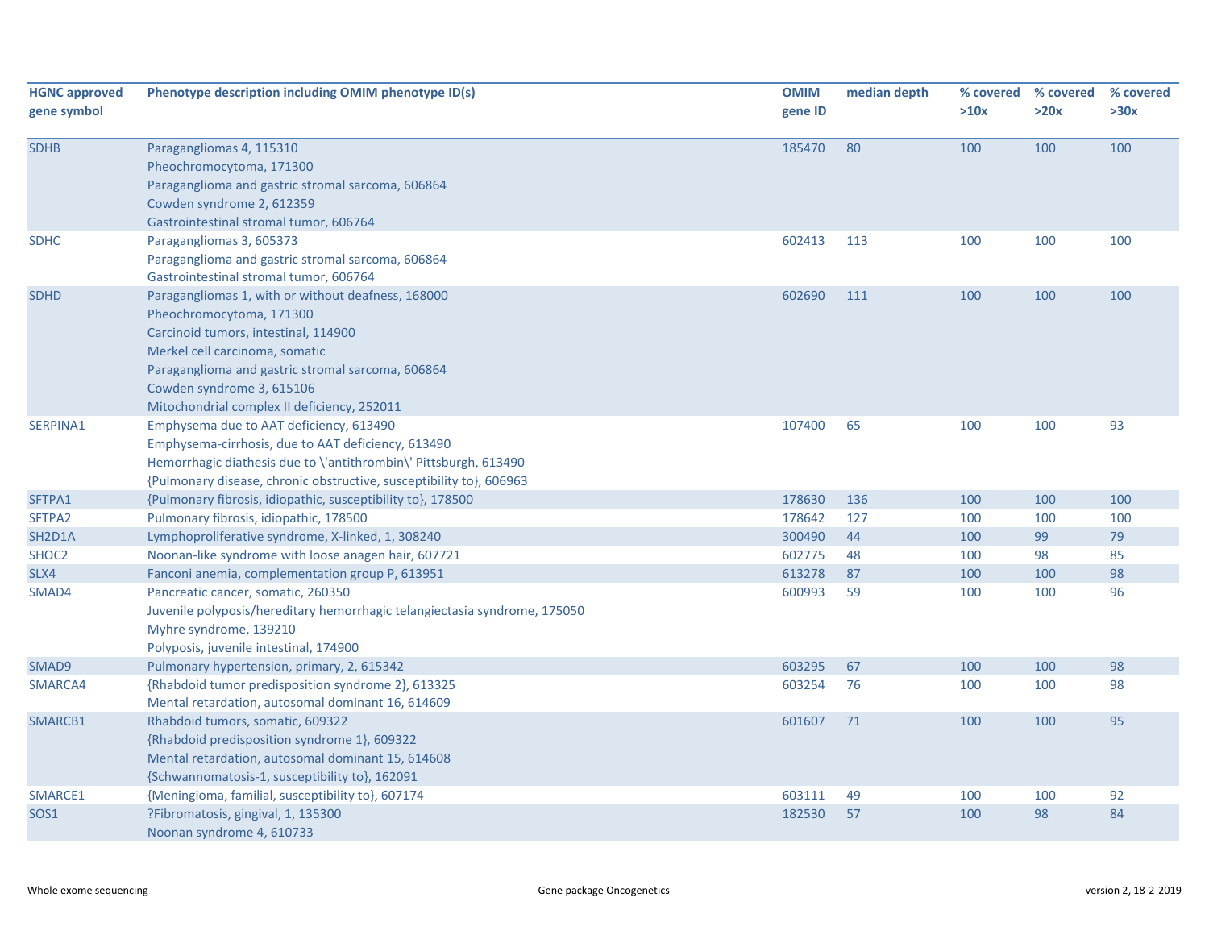| HGNC approved gene symbol | Phenotype description including OMIM phenotype ID(s) | OMIM gene ID | median depth | % covered >10x | % covered >20x | % covered >30x |
|---|---|---|---|---|---|---|
| SDHB | Paragangliomas 4, 115310<br>Pheochromocytoma, 171300<br>Paraganglioma and gastric stromal sarcoma, 606864<br>Cowden syndrome 2, 612359<br>Gastrointestinal stromal tumor, 606764 | 185470 | 80 | 100 | 100 | 100 |
| SDHC | Paragangliomas 3, 605373<br>Paraganglioma and gastric stromal sarcoma, 606864<br>Gastrointestinal stromal tumor, 606764 | 602413 | 113 | 100 | 100 | 100 |
| SDHD | Paragangliomas 1, with or without deafness, 168000<br>Pheochromocytoma, 171300<br>Carcinoid tumors, intestinal, 114900<br>Merkel cell carcinoma, somatic<br>Paraganglioma and gastric stromal sarcoma, 606864<br>Cowden syndrome 3, 615106<br>Mitochondrial complex II deficiency, 252011 | 602690 | 111 | 100 | 100 | 100 |
| SERPINA1 | Emphysema due to AAT deficiency, 613490<br>Emphysema-cirrhosis, due to AAT deficiency, 613490<br>Hemorrhagic diathesis due to \'antithrombin\' Pittsburgh, 613490<br>{Pulmonary disease, chronic obstructive, susceptibility to}, 606963 | 107400 | 65 | 100 | 100 | 93 |
| SFTPA1 | {Pulmonary fibrosis, idiopathic, susceptibility to}, 178500 | 178630 | 136 | 100 | 100 | 100 |
| SFTPA2 | Pulmonary fibrosis, idiopathic, 178500 | 178642 | 127 | 100 | 100 | 100 |
| SH2D1A | Lymphoproliferative syndrome, X-linked, 1, 308240 | 300490 | 44 | 100 | 99 | 79 |
| SHOC2 | Noonan-like syndrome with loose anagen hair, 607721 | 602775 | 48 | 100 | 98 | 85 |
| SLX4 | Fanconi anemia, complementation group P, 613951 | 613278 | 87 | 100 | 100 | 98 |
| SMAD4 | Pancreatic cancer, somatic, 260350<br>Juvenile polyposis/hereditary hemorrhagic telangiectasia syndrome, 175050<br>Myhre syndrome, 139210<br>Polyposis, juvenile intestinal, 174900 | 600993 | 59 | 100 | 100 | 96 |
| SMAD9 | Pulmonary hypertension, primary, 2, 615342 | 603295 | 67 | 100 | 100 | 98 |
| SMARCA4 | {Rhabdoid tumor predisposition syndrome 2}, 613325<br>Mental retardation, autosomal dominant 16, 614609 | 603254 | 76 | 100 | 100 | 98 |
| SMARCB1 | Rhabdoid tumors, somatic, 609322<br>{Rhabdoid predisposition syndrome 1}, 609322<br>Mental retardation, autosomal dominant 15, 614608<br>{Schwannomatosis-1, susceptibility to}, 162091 | 601607 | 71 | 100 | 100 | 95 |
| SMARCE1 | {Meningioma, familial, susceptibility to}, 607174 | 603111 | 49 | 100 | 100 | 92 |
| SOS1 | ?Fibromatosis, gingival, 1, 135300<br>Noonan syndrome 4, 610733 | 182530 | 57 | 100 | 98 | 84 |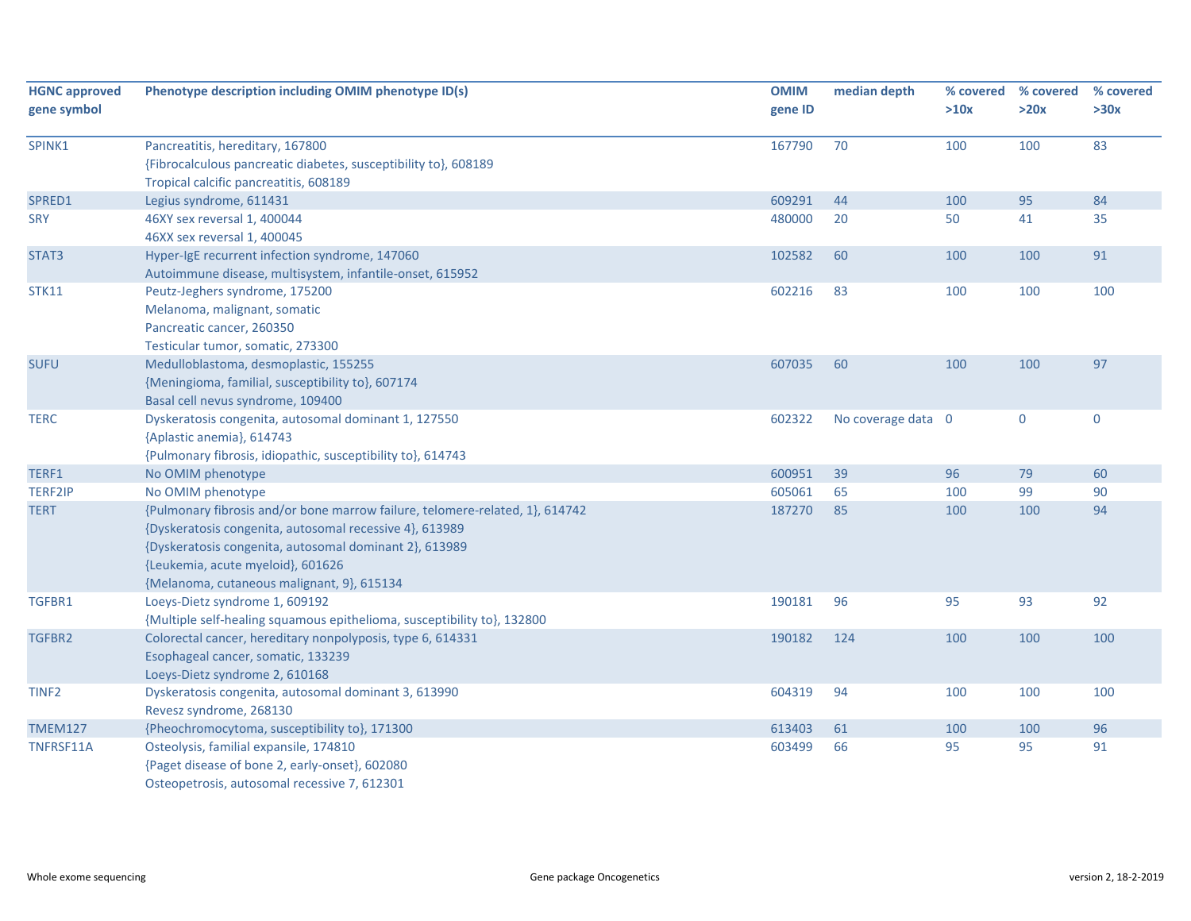| HGNC approved gene symbol | Phenotype description including OMIM phenotype ID(s) | OMIM gene ID | median depth | % covered >10x | % covered >20x | % covered >30x |
|---|---|---|---|---|---|---|
| SPINK1 | Pancreatitis, hereditary, 167800<br>{Fibrocalculous pancreatic diabetes, susceptibility to}, 608189<br>Tropical calcific pancreatitis, 608189 | 167790 | 70 | 100 | 100 | 83 |
| SPRED1 | Legius syndrome, 611431 | 609291 | 44 | 100 | 95 | 84 |
| SRY | 46XY sex reversal 1, 400044<br>46XX sex reversal 1, 400045 | 480000 | 20 | 50 | 41 | 35 |
| STAT3 | Hyper-IgE recurrent infection syndrome, 147060<br>Autoimmune disease, multisystem, infantile-onset, 615952 | 102582 | 60 | 100 | 100 | 91 |
| STK11 | Peutz-Jeghers syndrome, 175200<br>Melanoma, malignant, somatic<br>Pancreatic cancer, 260350<br>Testicular tumor, somatic, 273300 | 602216 | 83 | 100 | 100 | 100 |
| SUFU | Medulloblastoma, desmoplastic, 155255<br>{Meningioma, familial, susceptibility to}, 607174<br>Basal cell nevus syndrome, 109400 | 607035 | 60 | 100 | 100 | 97 |
| TERC | Dyskeratosis congenita, autosomal dominant 1, 127550<br>{Aplastic anemia}, 614743<br>{Pulmonary fibrosis, idiopathic, susceptibility to}, 614743 | 602322 | No coverage data | 0 | 0 | 0 |
| TERF1 | No OMIM phenotype | 600951 | 39 | 96 | 79 | 60 |
| TERF2IP | No OMIM phenotype | 605061 | 65 | 100 | 99 | 90 |
| TERT | {Pulmonary fibrosis and/or bone marrow failure, telomere-related, 1}, 614742<br>{Dyskeratosis congenita, autosomal recessive 4}, 613989<br>{Dyskeratosis congenita, autosomal dominant 2}, 613989<br>{Leukemia, acute myeloid}, 601626<br>{Melanoma, cutaneous malignant, 9}, 615134 | 187270 | 85 | 100 | 100 | 94 |
| TGFBR1 | Loeys-Dietz syndrome 1, 609192<br>{Multiple self-healing squamous epithelioma, susceptibility to}, 132800 | 190181 | 96 | 95 | 93 | 92 |
| TGFBR2 | Colorectal cancer, hereditary nonpolyposis, type 6, 614331<br>Esophageal cancer, somatic, 133239<br>Loeys-Dietz syndrome 2, 610168 | 190182 | 124 | 100 | 100 | 100 |
| TINF2 | Dyskeratosis congenita, autosomal dominant 3, 613990<br>Revesz syndrome, 268130 | 604319 | 94 | 100 | 100 | 100 |
| TMEM127 | {Pheochromocytoma, susceptibility to}, 171300 | 613403 | 61 | 100 | 100 | 96 |
| TNFRSF11A | Osteolysis, familial expansile, 174810<br>{Paget disease of bone 2, early-onset}, 602080<br>Osteopetrosis, autosomal recessive 7, 612301 | 603499 | 66 | 95 | 95 | 91 |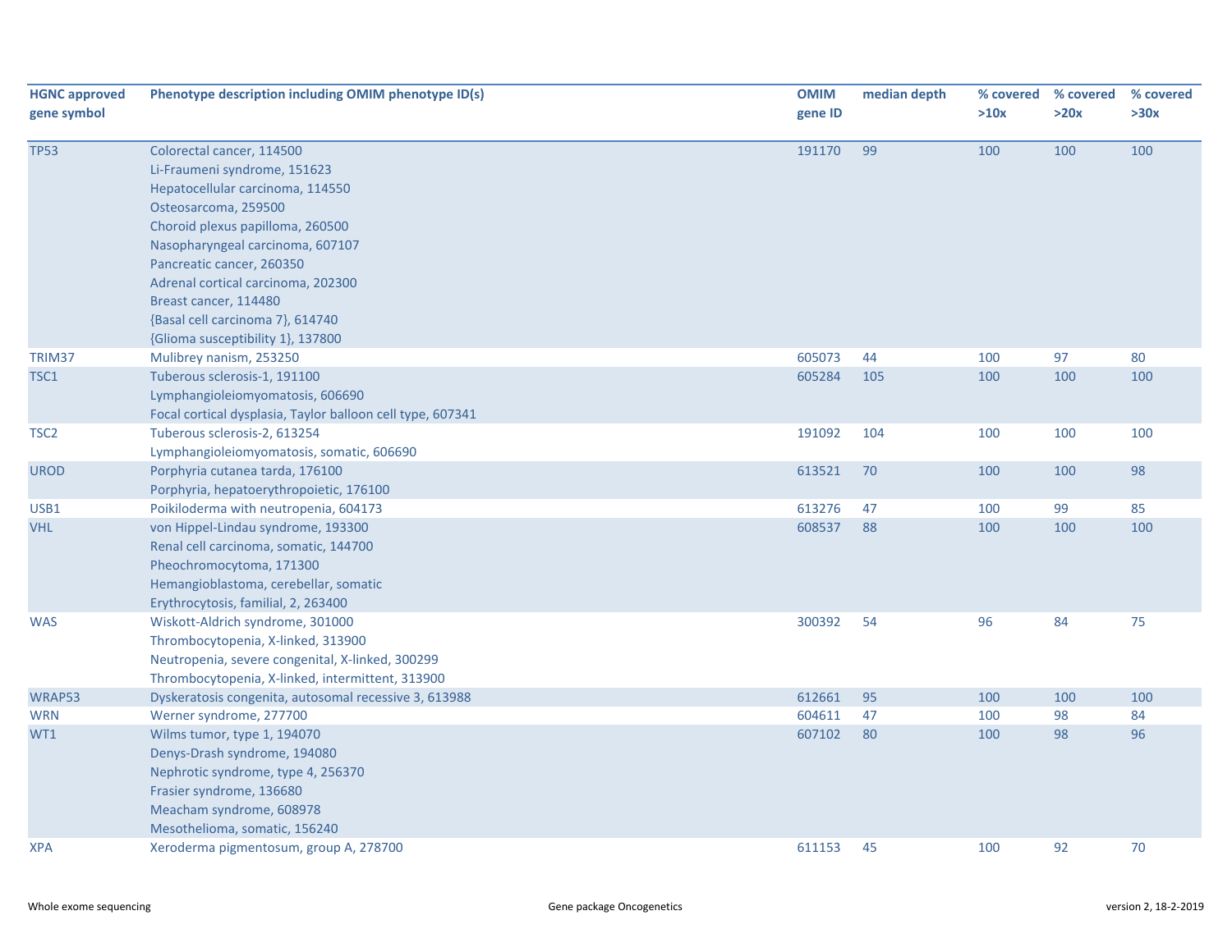| HGNC approved gene symbol | Phenotype description including OMIM phenotype ID(s) | OMIM gene ID | median depth | % covered >10x | % covered >20x | % covered >30x |
|---|---|---|---|---|---|---|
| TP53 | Colorectal cancer, 114500<br>Li-Fraumeni syndrome, 151623<br>Hepatocellular carcinoma, 114550<br>Osteosarcoma, 259500<br>Choroid plexus papilloma, 260500<br>Nasopharyngeal carcinoma, 607107<br>Pancreatic cancer, 260350<br>Adrenal cortical carcinoma, 202300<br>Breast cancer, 114480<br>{Basal cell carcinoma 7}, 614740<br>{Glioma susceptibility 1}, 137800 | 191170 | 99 | 100 | 100 | 100 |
| TRIM37 | Mulibrey nanism, 253250 | 605073 | 44 | 100 | 97 | 80 |
| TSC1 | Tuberous sclerosis-1, 191100<br>Lymphangioleiomyomatosis, 606690<br>Focal cortical dysplasia, Taylor balloon cell type, 607341 | 605284 | 105 | 100 | 100 | 100 |
| TSC2 | Tuberous sclerosis-2, 613254<br>Lymphangioleiomyomatosis, somatic, 606690 | 191092 | 104 | 100 | 100 | 100 |
| UROD | Porphyria cutanea tarda, 176100<br>Porphyria, hepatoerythropoietic, 176100 | 613521 | 70 | 100 | 100 | 98 |
| USB1 | Poikiloderma with neutropenia, 604173 | 613276 | 47 | 100 | 99 | 85 |
| VHL | von Hippel-Lindau syndrome, 193300<br>Renal cell carcinoma, somatic, 144700<br>Pheochromocytoma, 171300<br>Hemangioblastoma, cerebellar, somatic<br>Erythrocytosis, familial, 2, 263400 | 608537 | 88 | 100 | 100 | 100 |
| WAS | Wiskott-Aldrich syndrome, 301000<br>Thrombocytopenia, X-linked, 313900<br>Neutropenia, severe congenital, X-linked, 300299<br>Thrombocytopenia, X-linked, intermittent, 313900 | 300392 | 54 | 96 | 84 | 75 |
| WRAP53 | Dyskeratosis congenita, autosomal recessive 3, 613988 | 612661 | 95 | 100 | 100 | 100 |
| WRN | Werner syndrome, 277700 | 604611 | 47 | 100 | 98 | 84 |
| WT1 | Wilms tumor, type 1, 194070<br>Denys-Drash syndrome, 194080<br>Nephrotic syndrome, type 4, 256370<br>Frasier syndrome, 136680<br>Meacham syndrome, 608978<br>Mesothelioma, somatic, 156240 | 607102 | 80 | 100 | 98 | 96 |
| XPA | Xeroderma pigmentosum, group A, 278700 | 611153 | 45 | 100 | 92 | 70 |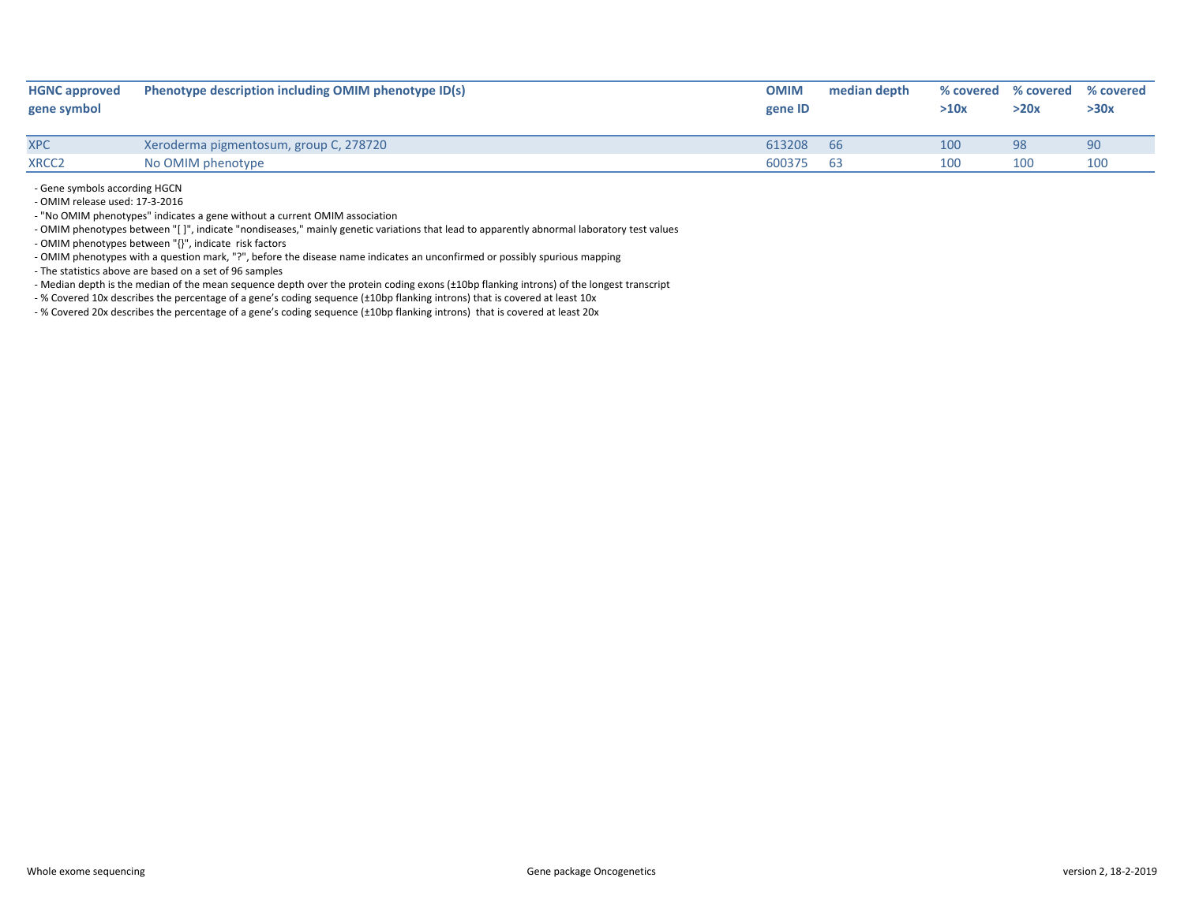| HGNC approved gene symbol | Phenotype description including OMIM phenotype ID(s) | OMIM gene ID | median depth | % covered >10x | % covered >20x | % covered >30x |
|---|---|---|---|---|---|---|
| XPC | Xeroderma pigmentosum, group C, 278720 | 613208 | 66 | 100 | 98 | 90 |
| XRCC2 | No OMIM phenotype | 600375 | 63 | 100 | 100 | 100 |

- Gene symbols according HGCN
- OMIM release used: 17-3-2016
- "No OMIM phenotypes" indicates a gene without a current OMIM association
- OMIM phenotypes between "[ ]", indicate "nondiseases," mainly genetic variations that lead to apparently abnormal laboratory test values
- OMIM phenotypes between "{}", indicate risk factors
- OMIM phenotypes with a question mark, "?", before the disease name indicates an unconfirmed or possibly spurious mapping
- The statistics above are based on a set of 96 samples
- Median depth is the median of the mean sequence depth over the protein coding exons (±10bp flanking introns) of the longest transcript
- % Covered 10x describes the percentage of a gene's coding sequence (±10bp flanking introns) that is covered at least 10x
- % Covered 20x describes the percentage of a gene's coding sequence (±10bp flanking introns) that is covered at least 20x